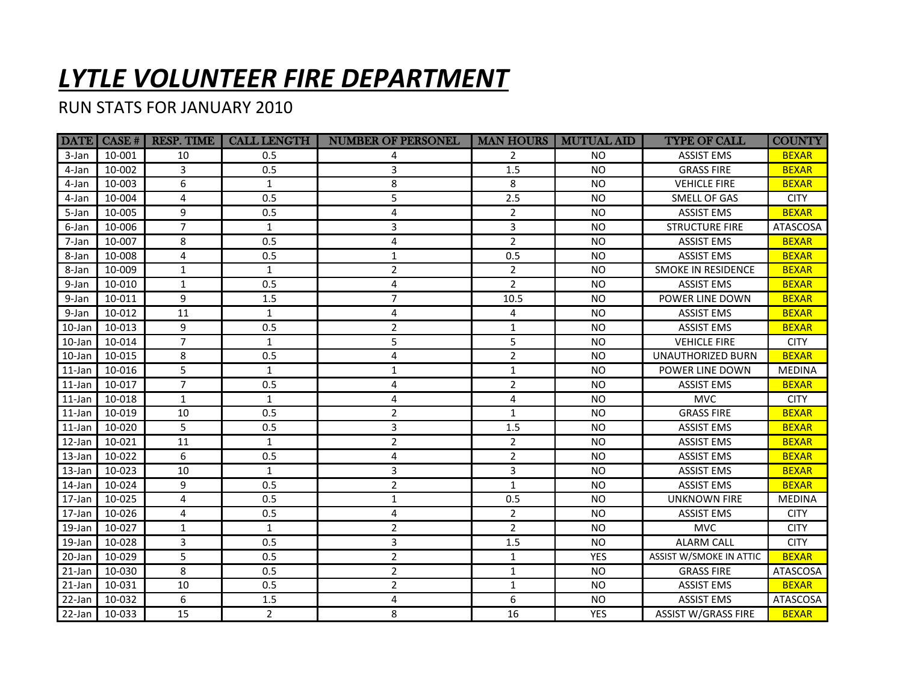# *LYTLE VOLUNTEER FIRE DEPARTMENT*

RUN STATS FOR JANUARY 2010

| DATE | CASE # | RESP. TIME | CALL LENGTH | NUMBER OF PERSONEL | MAN HOURS | MUTUAL AID | TYPE OF CALL | COUNTY |
|---|---|---|---|---|---|---|---|---|
| 3-Jan | 10-001 | 10 | 0.5 | 4 | 2 | NO | ASSIST EMS | BEXAR |
| 4-Jan | 10-002 | 3 | 0.5 | 3 | 1.5 | NO | GRASS FIRE | BEXAR |
| 4-Jan | 10-003 | 6 | 1 | 8 | 8 | NO | VEHICLE FIRE | BEXAR |
| 4-Jan | 10-004 | 4 | 0.5 | 5 | 2.5 | NO | SMELL OF GAS | CITY |
| 5-Jan | 10-005 | 9 | 0.5 | 4 | 2 | NO | ASSIST EMS | BEXAR |
| 6-Jan | 10-006 | 7 | 1 | 3 | 3 | NO | STRUCTURE FIRE | ATASCOSA |
| 7-Jan | 10-007 | 8 | 0.5 | 4 | 2 | NO | ASSIST EMS | BEXAR |
| 8-Jan | 10-008 | 4 | 0.5 | 1 | 0.5 | NO | ASSIST EMS | BEXAR |
| 8-Jan | 10-009 | 1 | 1 | 2 | 2 | NO | SMOKE IN RESIDENCE | BEXAR |
| 9-Jan | 10-010 | 1 | 0.5 | 4 | 2 | NO | ASSIST EMS | BEXAR |
| 9-Jan | 10-011 | 9 | 1.5 | 7 | 10.5 | NO | POWER LINE DOWN | BEXAR |
| 9-Jan | 10-012 | 11 | 1 | 4 | 4 | NO | ASSIST EMS | BEXAR |
| 10-Jan | 10-013 | 9 | 0.5 | 2 | 1 | NO | ASSIST EMS | BEXAR |
| 10-Jan | 10-014 | 7 | 1 | 5 | 5 | NO | VEHICLE FIRE | CITY |
| 10-Jan | 10-015 | 8 | 0.5 | 4 | 2 | NO | UNAUTHORIZED BURN | BEXAR |
| 11-Jan | 10-016 | 5 | 1 | 1 | 1 | NO | POWER LINE DOWN | MEDINA |
| 11-Jan | 10-017 | 7 | 0.5 | 4 | 2 | NO | ASSIST EMS | BEXAR |
| 11-Jan | 10-018 | 1 | 1 | 4 | 4 | NO | MVC | CITY |
| 11-Jan | 10-019 | 10 | 0.5 | 2 | 1 | NO | GRASS FIRE | BEXAR |
| 11-Jan | 10-020 | 5 | 0.5 | 3 | 1.5 | NO | ASSIST EMS | BEXAR |
| 12-Jan | 10-021 | 11 | 1 | 2 | 2 | NO | ASSIST EMS | BEXAR |
| 13-Jan | 10-022 | 6 | 0.5 | 4 | 2 | NO | ASSIST EMS | BEXAR |
| 13-Jan | 10-023 | 10 | 1 | 3 | 3 | NO | ASSIST EMS | BEXAR |
| 14-Jan | 10-024 | 9 | 0.5 | 2 | 1 | NO | ASSIST EMS | BEXAR |
| 17-Jan | 10-025 | 4 | 0.5 | 1 | 0.5 | NO | UNKNOWN FIRE | MEDINA |
| 17-Jan | 10-026 | 4 | 0.5 | 4 | 2 | NO | ASSIST EMS | CITY |
| 19-Jan | 10-027 | 1 | 1 | 2 | 2 | NO | MVC | CITY |
| 19-Jan | 10-028 | 3 | 0.5 | 3 | 1.5 | NO | ALARM CALL | CITY |
| 20-Jan | 10-029 | 5 | 0.5 | 2 | 1 | YES | ASSIST W/SMOKE IN ATTIC | BEXAR |
| 21-Jan | 10-030 | 8 | 0.5 | 2 | 1 | NO | GRASS FIRE | ATASCOSA |
| 21-Jan | 10-031 | 10 | 0.5 | 2 | 1 | NO | ASSIST EMS | BEXAR |
| 22-Jan | 10-032 | 6 | 1.5 | 4 | 6 | NO | ASSIST EMS | ATASCOSA |
| 22-Jan | 10-033 | 15 | 2 | 8 | 16 | YES | ASSIST W/GRASS FIRE | BEXAR |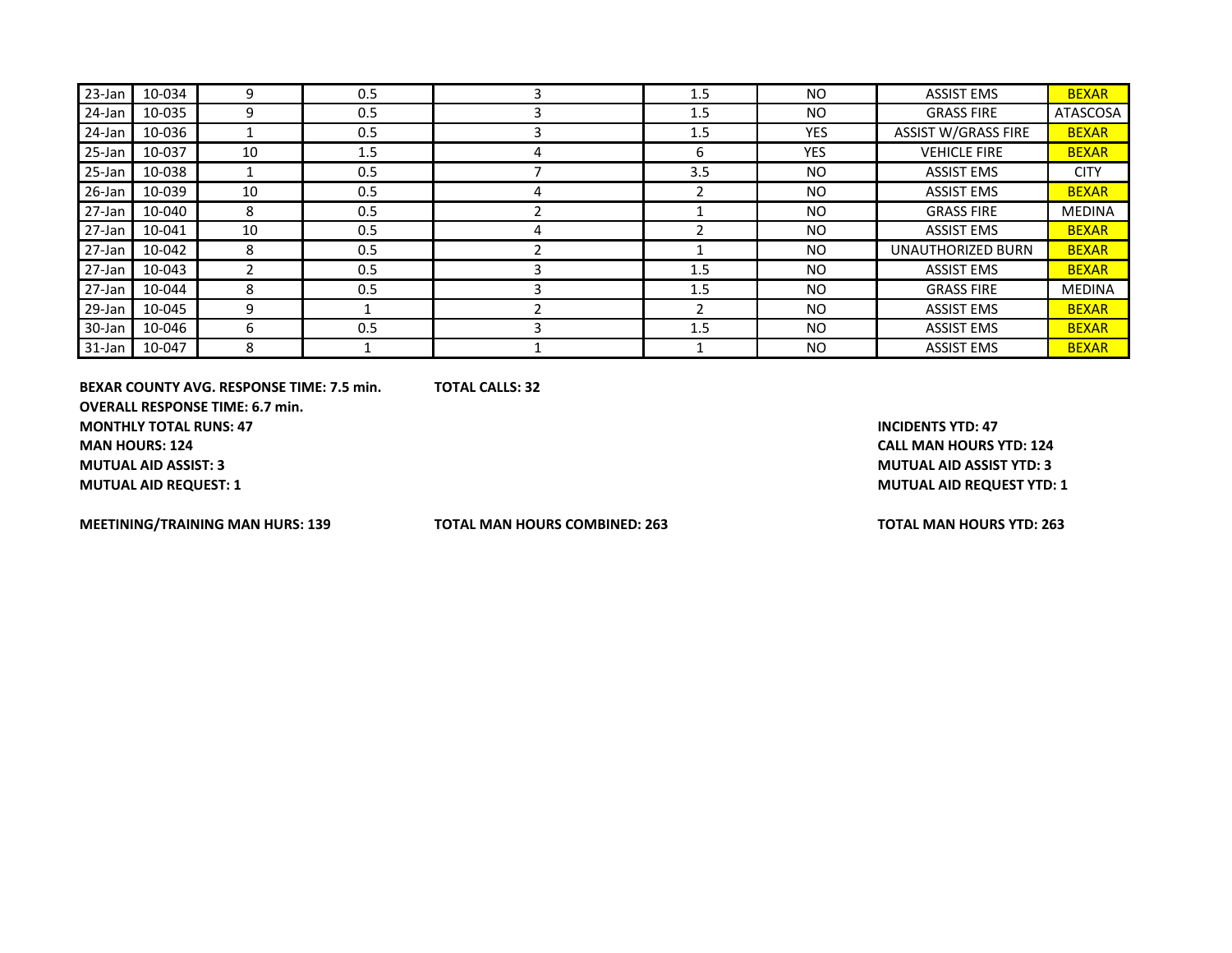| | | | | | | | | |
|---|---|---|---|---|---|---|---|---|
| 23-Jan | 10-034 | 9 | 0.5 | 3 | 1.5 | NO | ASSIST EMS | BEXAR |
| 24-Jan | 10-035 | 9 | 0.5 | 3 | 1.5 | NO | GRASS FIRE | ATASCOSA |
| 24-Jan | 10-036 | 1 | 0.5 | 3 | 1.5 | YES | ASSIST W/GRASS FIRE | BEXAR |
| 25-Jan | 10-037 | 10 | 1.5 | 4 | 6 | YES | VEHICLE FIRE | BEXAR |
| 25-Jan | 10-038 | 1 | 0.5 | 7 | 3.5 | NO | ASSIST EMS | CITY |
| 26-Jan | 10-039 | 10 | 0.5 | 4 | 2 | NO | ASSIST EMS | BEXAR |
| 27-Jan | 10-040 | 8 | 0.5 | 2 | 1 | NO | GRASS FIRE | MEDINA |
| 27-Jan | 10-041 | 10 | 0.5 | 4 | 2 | NO | ASSIST EMS | BEXAR |
| 27-Jan | 10-042 | 8 | 0.5 | 2 | 1 | NO | UNAUTHORIZED BURN | BEXAR |
| 27-Jan | 10-043 | 2 | 0.5 | 3 | 1.5 | NO | ASSIST EMS | BEXAR |
| 27-Jan | 10-044 | 8 | 0.5 | 3 | 1.5 | NO | GRASS FIRE | MEDINA |
| 29-Jan | 10-045 | 9 | 1 | 2 | 2 | NO | ASSIST EMS | BEXAR |
| 30-Jan | 10-046 | 6 | 0.5 | 3 | 1.5 | NO | ASSIST EMS | BEXAR |
| 31-Jan | 10-047 | 8 | 1 | 1 | 1 | NO | ASSIST EMS | BEXAR |

**BEXAR COUNTY AVG. RESPONSE TIME: 7.5 min.**

**TOTAL CALLS: 32**

**OVERALL RESPONSE TIME: 6.7 min.**

**MONTHLY TOTAL RUNS: 47**

**MAN HOURS: 124**

**MUTUAL AID ASSIST: 3**

**MUTUAL AID REQUEST: 1**

**INCIDENTS YTD: 47**

**CALL MAN HOURS YTD: 124**

**MUTUAL AID ASSIST YTD: 3**

**MUTUAL AID REQUEST YTD: 1**

**MEETINING/TRAINING MAN HURS: 139**

**TOTAL MAN HOURS COMBINED: 263**

**TOTAL MAN HOURS YTD: 263**